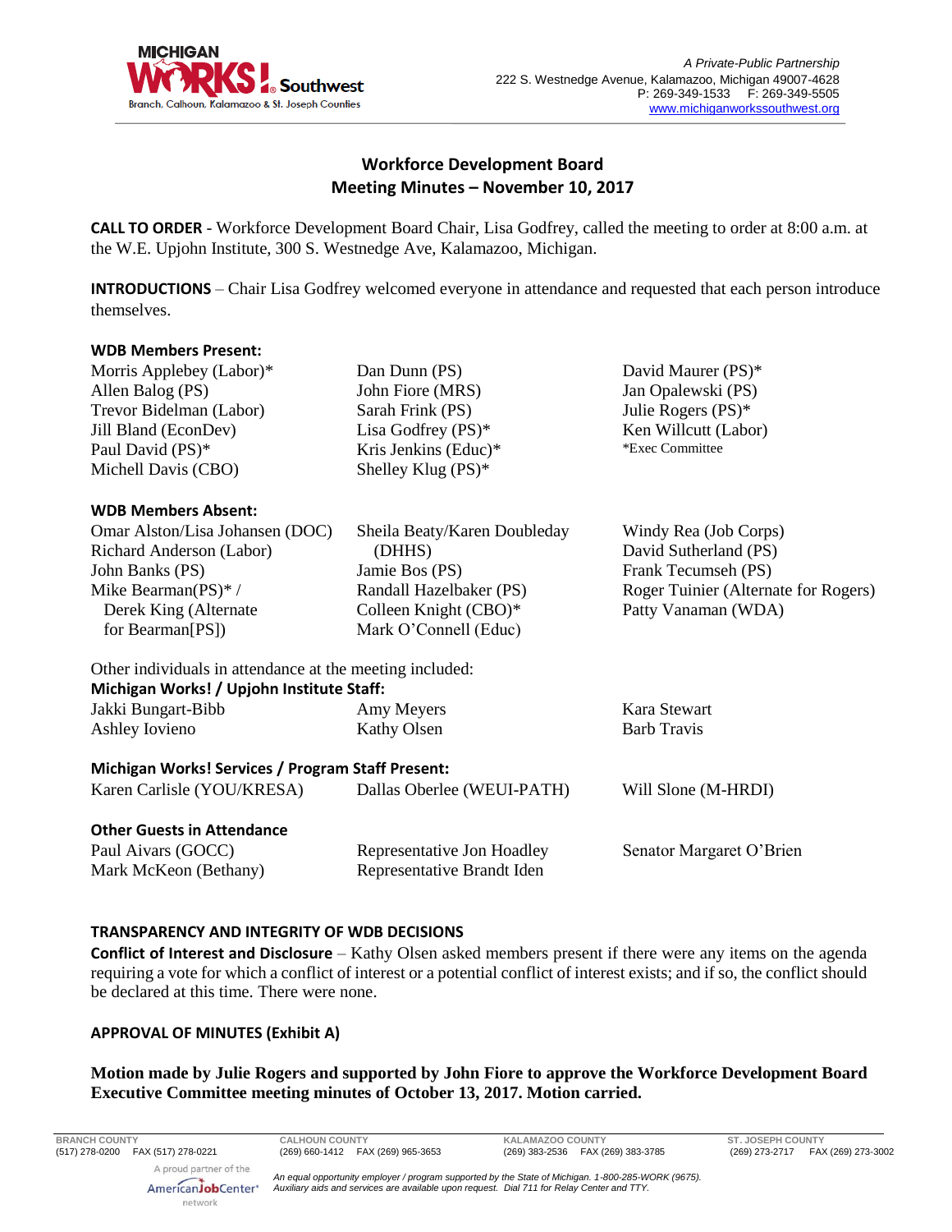MICHIGAN WORKS! Southwest
Branch, Calhoun, Kalamazoo & St. Joseph Counties

*A Private-Public Partnership*
222 S. Westnedge Avenue, Kalamazoo, Michigan 49007-4628
P: 269-349-1533 F: 269-349-5505
www.michiganworkssouthwest.org

# Workforce Development Board
## Meeting Minutes – November 10, 2017

**CALL TO ORDER** - Workforce Development Board Chair, Lisa Godfrey, called the meeting to order at 8:00 a.m. at the W.E. Upjohn Institute, 300 S. Westnedge Ave, Kalamazoo, Michigan.

**INTRODUCTIONS** – Chair Lisa Godfrey welcomed everyone in attendance and requested that each person introduce themselves.

**WDB Members Present:**

| | | |
|---|---|---|
| Morris Applebey (Labor)* | Dan Dunn (PS) | David Maurer (PS)* |
| Allen Balog (PS) | John Fiore (MRS) | Jan Opalewski (PS) |
| Trevor Bidelman (Labor) | Sarah Frink (PS) | Julie Rogers (PS)* |
| Jill Bland (EconDev) | Lisa Godfrey (PS)* | Ken Willcutt (Labor) |
| Paul David (PS)* | Kris Jenkins (Educ)* | *Exec Committee |
| Michell Davis (CBO) | Shelley Klug (PS)* | |

**WDB Members Absent:**

| | | |
|---|---|---|
| Omar Alston/Lisa Johansen (DOC) | Sheila Beaty/Karen Doubleday (DHHS) | Windy Rea (Job Corps) |
| Richard Anderson (Labor) | Jamie Bos (PS) | David Sutherland (PS) |
| John Banks (PS) | Randall Hazelbaker (PS) | Frank Tecumseh (PS) |
| Mike Bearman(PS)* / Derek King (Alternate for Bearman[PS]) | Colleen Knight (CBO)* | Roger Tuinier (Alternate for Rogers) |
| | Mark O'Connell (Educ) | Patty Vanaman (WDA) |

Other individuals in attendance at the meeting included:

**Michigan Works! / Upjohn Institute Staff:**

| | | |
|---|---|---|
| Jakki Bungart-Bibb | Amy Meyers | Kara Stewart |
| Ashley Iovieno | Kathy Olsen | Barb Travis |

**Michigan Works! Services / Program Staff Present:**

| | | |
|---|---|---|
| Karen Carlisle (YOU/KRESA) | Dallas Oberlee (WEUI-PATH) | Will Slone (M-HRDI) |

**Other Guests in Attendance**

| | | |
|---|---|---|
| Paul Aivars (GOCC) | Representative Jon Hoadley | Senator Margaret O'Brien |
| Mark McKeon (Bethany) | Representative Brandt Iden | |

### TRANSPARENCY AND INTEGRITY OF WDB DECISIONS

**Conflict of Interest and Disclosure** – Kathy Olsen asked members present if there were any items on the agenda requiring a vote for which a conflict of interest or a potential conflict of interest exists; and if so, the conflict should be declared at this time. There were none.

### APPROVAL OF MINUTES (Exhibit A)

**Motion made by Julie Rogers and supported by John Fiore to approve the Workforce Development Board Executive Committee meeting minutes of October 13, 2017. Motion carried.**

| BRANCH COUNTY | CALHOUN COUNTY | KALAMAZOO COUNTY | ST. JOSEPH COUNTY |
|---|---|---|---|
| (517) 278-0200 FAX (517) 278-0221 | (269) 660-1412 FAX (269) 965-3653 | (269) 383-2536 FAX (269) 383-3785 | (269) 273-2717 FAX (269) 273-3002 |

A proud partner of the AmericanJobCenter network

*An equal opportunity employer / program supported by the State of Michigan. 1-800-285-WORK (9675). Auxiliary aids and services are available upon request. Dial 711 for Relay Center and TTY.*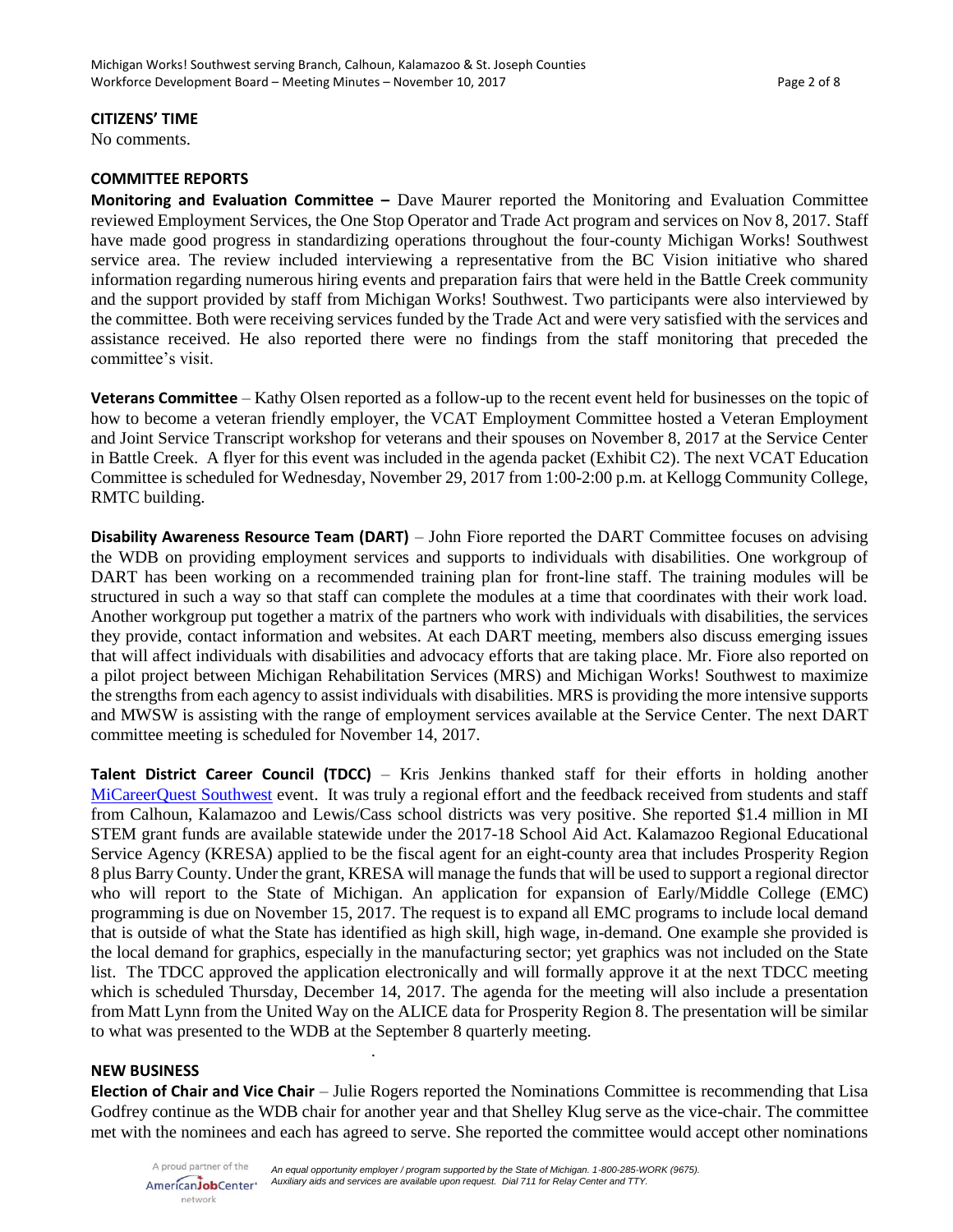**CITIZENS' TIME**

No comments.

**COMMITTEE REPORTS**

**Monitoring and Evaluation Committee –** Dave Maurer reported the Monitoring and Evaluation Committee reviewed Employment Services, the One Stop Operator and Trade Act program and services on Nov 8, 2017. Staff have made good progress in standardizing operations throughout the four-county Michigan Works! Southwest service area. The review included interviewing a representative from the BC Vision initiative who shared information regarding numerous hiring events and preparation fairs that were held in the Battle Creek community and the support provided by staff from Michigan Works! Southwest. Two participants were also interviewed by the committee. Both were receiving services funded by the Trade Act and were very satisfied with the services and assistance received. He also reported there were no findings from the staff monitoring that preceded the committee's visit.

**Veterans Committee** – Kathy Olsen reported as a follow-up to the recent event held for businesses on the topic of how to become a veteran friendly employer, the VCAT Employment Committee hosted a Veteran Employment and Joint Service Transcript workshop for veterans and their spouses on November 8, 2017 at the Service Center in Battle Creek. A flyer for this event was included in the agenda packet (Exhibit C2). The next VCAT Education Committee is scheduled for Wednesday, November 29, 2017 from 1:00-2:00 p.m. at Kellogg Community College, RMTC building.

**Disability Awareness Resource Team (DART)** – John Fiore reported the DART Committee focuses on advising the WDB on providing employment services and supports to individuals with disabilities. One workgroup of DART has been working on a recommended training plan for front-line staff. The training modules will be structured in such a way so that staff can complete the modules at a time that coordinates with their work load. Another workgroup put together a matrix of the partners who work with individuals with disabilities, the services they provide, contact information and websites. At each DART meeting, members also discuss emerging issues that will affect individuals with disabilities and advocacy efforts that are taking place. Mr. Fiore also reported on a pilot project between Michigan Rehabilitation Services (MRS) and Michigan Works! Southwest to maximize the strengths from each agency to assist individuals with disabilities. MRS is providing the more intensive supports and MWSW is assisting with the range of employment services available at the Service Center. The next DART committee meeting is scheduled for November 14, 2017.

**Talent District Career Council (TDCC)** – Kris Jenkins thanked staff for their efforts in holding another MiCareerQuest Southwest event. It was truly a regional effort and the feedback received from students and staff from Calhoun, Kalamazoo and Lewis/Cass school districts was very positive. She reported $1.4 million in MI STEM grant funds are available statewide under the 2017-18 School Aid Act. Kalamazoo Regional Educational Service Agency (KRESA) applied to be the fiscal agent for an eight-county area that includes Prosperity Region 8 plus Barry County. Under the grant, KRESA will manage the funds that will be used to support a regional director who will report to the State of Michigan. An application for expansion of Early/Middle College (EMC) programming is due on November 15, 2017. The request is to expand all EMC programs to include local demand that is outside of what the State has identified as high skill, high wage, in-demand. One example she provided is the local demand for graphics, especially in the manufacturing sector; yet graphics was not included on the State list. The TDCC approved the application electronically and will formally approve it at the next TDCC meeting which is scheduled Thursday, December 14, 2017. The agenda for the meeting will also include a presentation from Matt Lynn from the United Way on the ALICE data for Prosperity Region 8. The presentation will be similar to what was presented to the WDB at the September 8 quarterly meeting.

**NEW BUSINESS**

**Election of Chair and Vice Chair** – Julie Rogers reported the Nominations Committee is recommending that Lisa Godfrey continue as the WDB chair for another year and that Shelley Klug serve as the vice-chair. The committee met with the nominees and each has agreed to serve. She reported the committee would accept other nominations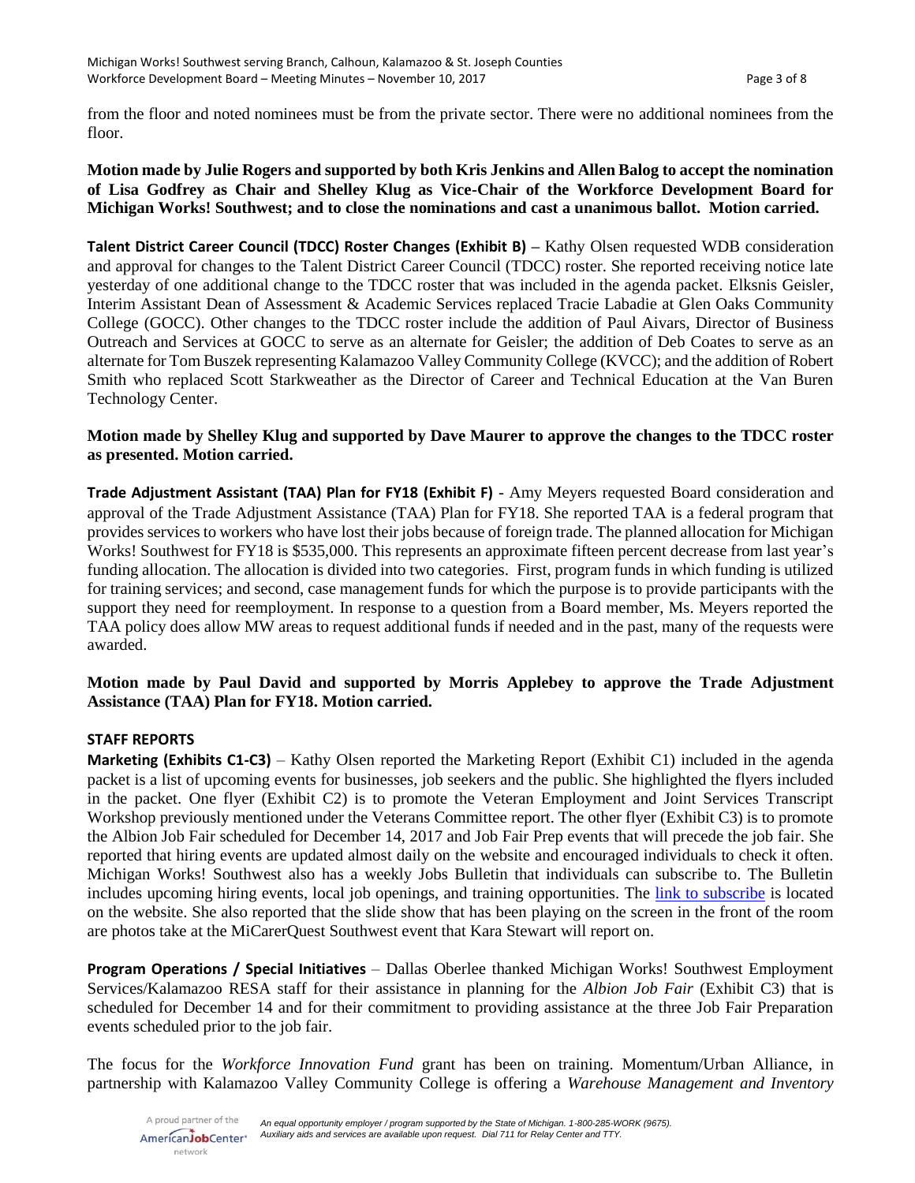from the floor and noted nominees must be from the private sector. There were no additional nominees from the floor.

**Motion made by Julie Rogers and supported by both Kris Jenkins and Allen Balog to accept the nomination of Lisa Godfrey as Chair and Shelley Klug as Vice-Chair of the Workforce Development Board for Michigan Works! Southwest; and to close the nominations and cast a unanimous ballot. Motion carried.**

**Talent District Career Council (TDCC) Roster Changes (Exhibit B)** – Kathy Olsen requested WDB consideration and approval for changes to the Talent District Career Council (TDCC) roster. She reported receiving notice late yesterday of one additional change to the TDCC roster that was included in the agenda packet. Elksnis Geisler, Interim Assistant Dean of Assessment & Academic Services replaced Tracie Labadie at Glen Oaks Community College (GOCC). Other changes to the TDCC roster include the addition of Paul Aivars, Director of Business Outreach and Services at GOCC to serve as an alternate for Geisler; the addition of Deb Coates to serve as an alternate for Tom Buszek representing Kalamazoo Valley Community College (KVCC); and the addition of Robert Smith who replaced Scott Starkweather as the Director of Career and Technical Education at the Van Buren Technology Center.

**Motion made by Shelley Klug and supported by Dave Maurer to approve the changes to the TDCC roster as presented. Motion carried.**

**Trade Adjustment Assistant (TAA) Plan for FY18 (Exhibit F)** - Amy Meyers requested Board consideration and approval of the Trade Adjustment Assistance (TAA) Plan for FY18. She reported TAA is a federal program that provides services to workers who have lost their jobs because of foreign trade. The planned allocation for Michigan Works! Southwest for FY18 is $535,000. This represents an approximate fifteen percent decrease from last year's funding allocation. The allocation is divided into two categories. First, program funds in which funding is utilized for training services; and second, case management funds for which the purpose is to provide participants with the support they need for reemployment. In response to a question from a Board member, Ms. Meyers reported the TAA policy does allow MW areas to request additional funds if needed and in the past, many of the requests were awarded.

**Motion made by Paul David and supported by Morris Applebey to approve the Trade Adjustment Assistance (TAA) Plan for FY18. Motion carried.**

**STAFF REPORTS**

**Marketing (Exhibits C1-C3)** – Kathy Olsen reported the Marketing Report (Exhibit C1) included in the agenda packet is a list of upcoming events for businesses, job seekers and the public. She highlighted the flyers included in the packet. One flyer (Exhibit C2) is to promote the Veteran Employment and Joint Services Transcript Workshop previously mentioned under the Veterans Committee report. The other flyer (Exhibit C3) is to promote the Albion Job Fair scheduled for December 14, 2017 and Job Fair Prep events that will precede the job fair. She reported that hiring events are updated almost daily on the website and encouraged individuals to check it often. Michigan Works! Southwest also has a weekly Jobs Bulletin that individuals can subscribe to. The Bulletin includes upcoming hiring events, local job openings, and training opportunities. The link to subscribe is located on the website. She also reported that the slide show that has been playing on the screen in the front of the room are photos take at the MiCarerQuest Southwest event that Kara Stewart will report on.

**Program Operations / Special Initiatives** – Dallas Oberlee thanked Michigan Works! Southwest Employment Services/Kalamazoo RESA staff for their assistance in planning for the *Albion Job Fair* (Exhibit C3) that is scheduled for December 14 and for their commitment to providing assistance at the three Job Fair Preparation events scheduled prior to the job fair.

The focus for the *Workforce Innovation Fund* grant has been on training. Momentum/Urban Alliance, in partnership with Kalamazoo Valley Community College is offering a *Warehouse Management and Inventory*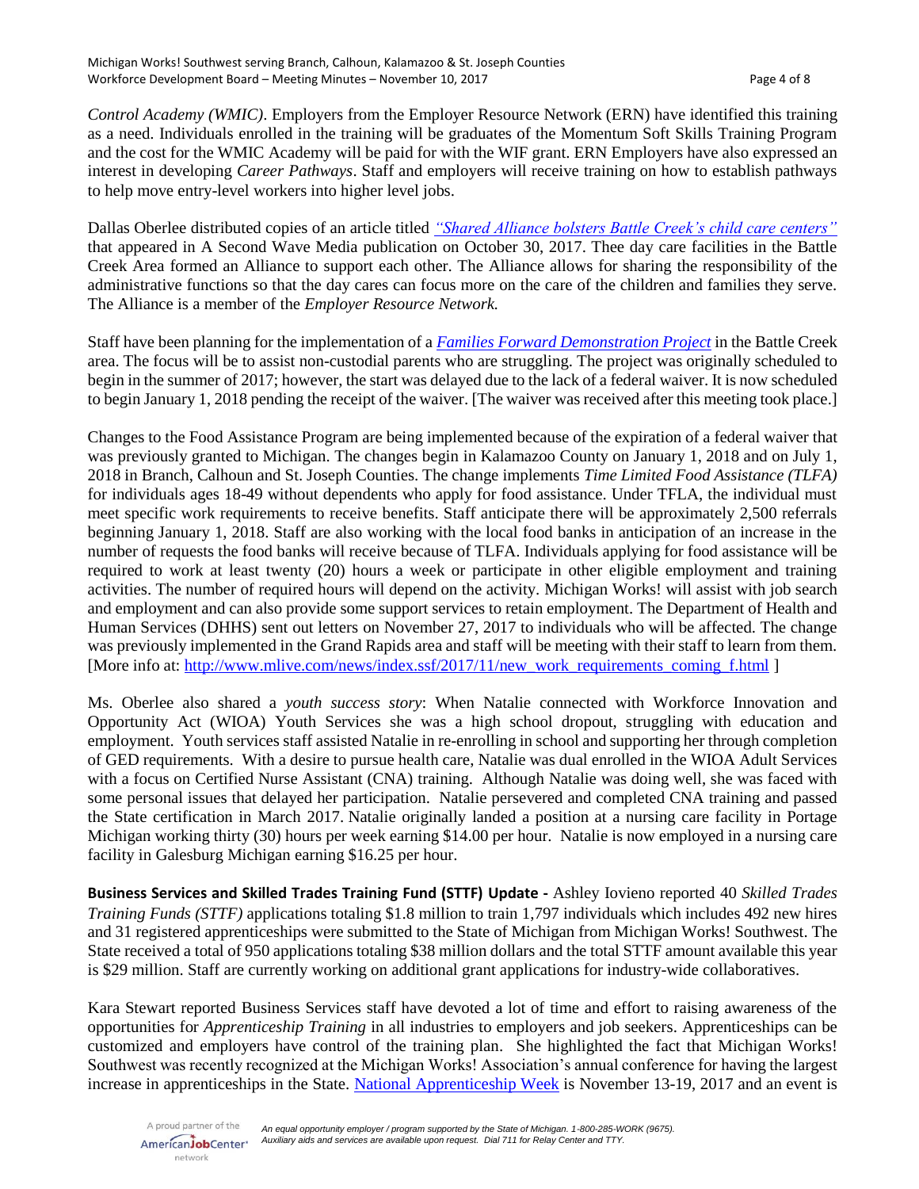*Control Academy (WMIC)*. Employers from the Employer Resource Network (ERN) have identified this training as a need. Individuals enrolled in the training will be graduates of the Momentum Soft Skills Training Program and the cost for the WMIC Academy will be paid for with the WIF grant. ERN Employers have also expressed an interest in developing *Career Pathways*. Staff and employers will receive training on how to establish pathways to help move entry-level workers into higher level jobs.

Dallas Oberlee distributed copies of an article titled *"Shared Alliance bolsters Battle Creek's child care centers"* that appeared in A Second Wave Media publication on October 30, 2017. Thee day care facilities in the Battle Creek Area formed an Alliance to support each other. The Alliance allows for sharing the responsibility of the administrative functions so that the day cares can focus more on the care of the children and families they serve. The Alliance is a member of the *Employer Resource Network.*

Staff have been planning for the implementation of a *Families Forward Demonstration Project* in the Battle Creek area. The focus will be to assist non-custodial parents who are struggling. The project was originally scheduled to begin in the summer of 2017; however, the start was delayed due to the lack of a federal waiver. It is now scheduled to begin January 1, 2018 pending the receipt of the waiver. [The waiver was received after this meeting took place.]

Changes to the Food Assistance Program are being implemented because of the expiration of a federal waiver that was previously granted to Michigan. The changes begin in Kalamazoo County on January 1, 2018 and on July 1, 2018 in Branch, Calhoun and St. Joseph Counties. The change implements *Time Limited Food Assistance (TLFA)* for individuals ages 18-49 without dependents who apply for food assistance. Under TFLA, the individual must meet specific work requirements to receive benefits. Staff anticipate there will be approximately 2,500 referrals beginning January 1, 2018. Staff are also working with the local food banks in anticipation of an increase in the number of requests the food banks will receive because of TLFA. Individuals applying for food assistance will be required to work at least twenty (20) hours a week or participate in other eligible employment and training activities. The number of required hours will depend on the activity. Michigan Works! will assist with job search and employment and can also provide some support services to retain employment. The Department of Health and Human Services (DHHS) sent out letters on November 27, 2017 to individuals who will be affected. The change was previously implemented in the Grand Rapids area and staff will be meeting with their staff to learn from them. [More info at: http://www.mlive.com/news/index.ssf/2017/11/new_work_requirements_coming_f.html ]

Ms. Oberlee also shared a *youth success story*: When Natalie connected with Workforce Innovation and Opportunity Act (WIOA) Youth Services she was a high school dropout, struggling with education and employment. Youth services staff assisted Natalie in re-enrolling in school and supporting her through completion of GED requirements. With a desire to pursue health care, Natalie was dual enrolled in the WIOA Adult Services with a focus on Certified Nurse Assistant (CNA) training. Although Natalie was doing well, she was faced with some personal issues that delayed her participation. Natalie persevered and completed CNA training and passed the State certification in March 2017. Natalie originally landed a position at a nursing care facility in Portage Michigan working thirty (30) hours per week earning $14.00 per hour. Natalie is now employed in a nursing care facility in Galesburg Michigan earning $16.25 per hour.

**Business Services and Skilled Trades Training Fund (STTF) Update -** Ashley Iovieno reported 40 *Skilled Trades Training Funds (STTF)* applications totaling $1.8 million to train 1,797 individuals which includes 492 new hires and 31 registered apprenticeships were submitted to the State of Michigan from Michigan Works! Southwest. The State received a total of 950 applications totaling $38 million dollars and the total STTF amount available this year is $29 million. Staff are currently working on additional grant applications for industry-wide collaboratives.

Kara Stewart reported Business Services staff have devoted a lot of time and effort to raising awareness of the opportunities for *Apprenticeship Training* in all industries to employers and job seekers. Apprenticeships can be customized and employers have control of the training plan. She highlighted the fact that Michigan Works! Southwest was recently recognized at the Michigan Works! Association's annual conference for having the largest increase in apprenticeships in the State. National Apprenticeship Week is November 13-19, 2017 and an event is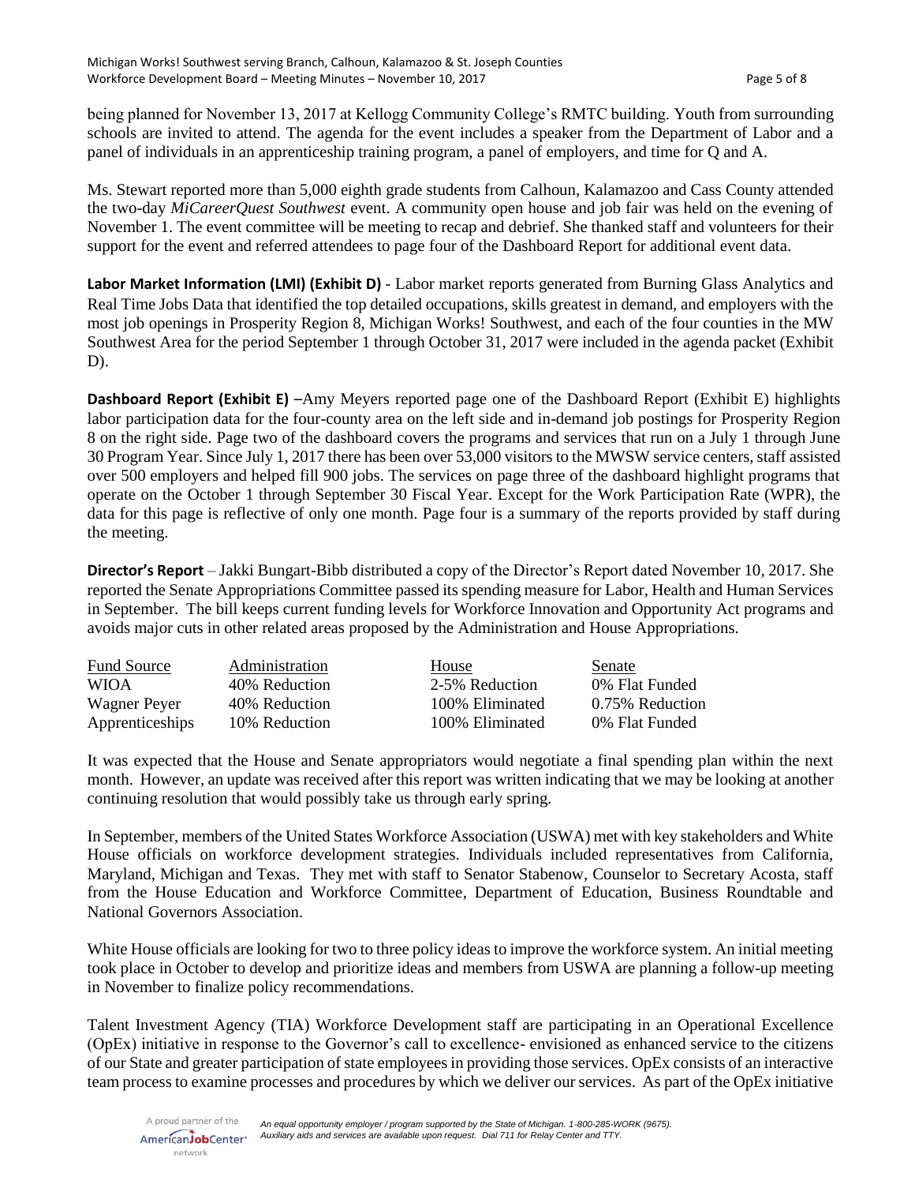being planned for November 13, 2017 at Kellogg Community College's RMTC building. Youth from surrounding schools are invited to attend. The agenda for the event includes a speaker from the Department of Labor and a panel of individuals in an apprenticeship training program, a panel of employers, and time for Q and A.

Ms. Stewart reported more than 5,000 eighth grade students from Calhoun, Kalamazoo and Cass County attended the two-day *MiCareerQuest Southwest* event. A community open house and job fair was held on the evening of November 1. The event committee will be meeting to recap and debrief. She thanked staff and volunteers for their support for the event and referred attendees to page four of the Dashboard Report for additional event data.

**Labor Market Information (LMI) (Exhibit D)** - Labor market reports generated from Burning Glass Analytics and Real Time Jobs Data that identified the top detailed occupations, skills greatest in demand, and employers with the most job openings in Prosperity Region 8, Michigan Works! Southwest, and each of the four counties in the MW Southwest Area for the period September 1 through October 31, 2017 were included in the agenda packet (Exhibit D).

**Dashboard Report (Exhibit E)** –Amy Meyers reported page one of the Dashboard Report (Exhibit E) highlights labor participation data for the four-county area on the left side and in-demand job postings for Prosperity Region 8 on the right side. Page two of the dashboard covers the programs and services that run on a July 1 through June 30 Program Year. Since July 1, 2017 there has been over 53,000 visitors to the MWSW service centers, staff assisted over 500 employers and helped fill 900 jobs. The services on page three of the dashboard highlight programs that operate on the October 1 through September 30 Fiscal Year. Except for the Work Participation Rate (WPR), the data for this page is reflective of only one month. Page four is a summary of the reports provided by staff during the meeting.

**Director's Report** – Jakki Bungart-Bibb distributed a copy of the Director's Report dated November 10, 2017. She reported the Senate Appropriations Committee passed its spending measure for Labor, Health and Human Services in September. The bill keeps current funding levels for Workforce Innovation and Opportunity Act programs and avoids major cuts in other related areas proposed by the Administration and House Appropriations.

| Fund Source | Administration | House | Senate |
|---|---|---|---|
| WIOA | 40% Reduction | 2-5% Reduction | 0% Flat Funded |
| Wagner Peyer | 40% Reduction | 100% Eliminated | 0.75% Reduction |
| Apprenticeships | 10% Reduction | 100% Eliminated | 0% Flat Funded |

It was expected that the House and Senate appropriators would negotiate a final spending plan within the next month. However, an update was received after this report was written indicating that we may be looking at another continuing resolution that would possibly take us through early spring.

In September, members of the United States Workforce Association (USWA) met with key stakeholders and White House officials on workforce development strategies. Individuals included representatives from California, Maryland, Michigan and Texas. They met with staff to Senator Stabenow, Counselor to Secretary Acosta, staff from the House Education and Workforce Committee, Department of Education, Business Roundtable and National Governors Association.

White House officials are looking for two to three policy ideas to improve the workforce system. An initial meeting took place in October to develop and prioritize ideas and members from USWA are planning a follow-up meeting in November to finalize policy recommendations.

Talent Investment Agency (TIA) Workforce Development staff are participating in an Operational Excellence (OpEx) initiative in response to the Governor's call to excellence- envisioned as enhanced service to the citizens of our State and greater participation of state employees in providing those services. OpEx consists of an interactive team process to examine processes and procedures by which we deliver our services. As part of the OpEx initiative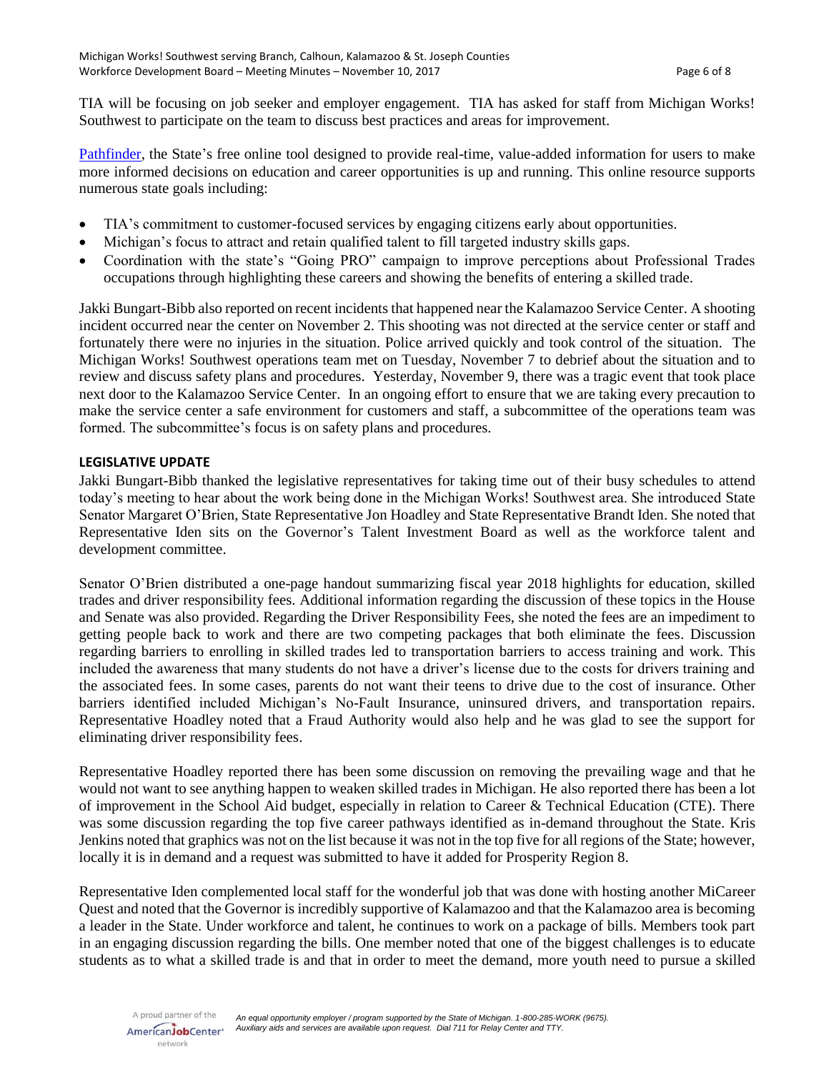TIA will be focusing on job seeker and employer engagement. TIA has asked for staff from Michigan Works! Southwest to participate on the team to discuss best practices and areas for improvement.

Pathfinder, the State's free online tool designed to provide real-time, value-added information for users to make more informed decisions on education and career opportunities is up and running. This online resource supports numerous state goals including:

- TIA's commitment to customer-focused services by engaging citizens early about opportunities.
- Michigan's focus to attract and retain qualified talent to fill targeted industry skills gaps.
- Coordination with the state's "Going PRO" campaign to improve perceptions about Professional Trades occupations through highlighting these careers and showing the benefits of entering a skilled trade.

Jakki Bungart-Bibb also reported on recent incidents that happened near the Kalamazoo Service Center. A shooting incident occurred near the center on November 2. This shooting was not directed at the service center or staff and fortunately there were no injuries in the situation. Police arrived quickly and took control of the situation. The Michigan Works! Southwest operations team met on Tuesday, November 7 to debrief about the situation and to review and discuss safety plans and procedures. Yesterday, November 9, there was a tragic event that took place next door to the Kalamazoo Service Center. In an ongoing effort to ensure that we are taking every precaution to make the service center a safe environment for customers and staff, a subcommittee of the operations team was formed. The subcommittee's focus is on safety plans and procedures.

**LEGISLATIVE UPDATE**

Jakki Bungart-Bibb thanked the legislative representatives for taking time out of their busy schedules to attend today's meeting to hear about the work being done in the Michigan Works! Southwest area. She introduced State Senator Margaret O'Brien, State Representative Jon Hoadley and State Representative Brandt Iden. She noted that Representative Iden sits on the Governor's Talent Investment Board as well as the workforce talent and development committee.

Senator O'Brien distributed a one-page handout summarizing fiscal year 2018 highlights for education, skilled trades and driver responsibility fees. Additional information regarding the discussion of these topics in the House and Senate was also provided. Regarding the Driver Responsibility Fees, she noted the fees are an impediment to getting people back to work and there are two competing packages that both eliminate the fees. Discussion regarding barriers to enrolling in skilled trades led to transportation barriers to access training and work. This included the awareness that many students do not have a driver's license due to the costs for drivers training and the associated fees. In some cases, parents do not want their teens to drive due to the cost of insurance. Other barriers identified included Michigan's No-Fault Insurance, uninsured drivers, and transportation repairs. Representative Hoadley noted that a Fraud Authority would also help and he was glad to see the support for eliminating driver responsibility fees.

Representative Hoadley reported there has been some discussion on removing the prevailing wage and that he would not want to see anything happen to weaken skilled trades in Michigan. He also reported there has been a lot of improvement in the School Aid budget, especially in relation to Career & Technical Education (CTE). There was some discussion regarding the top five career pathways identified as in-demand throughout the State. Kris Jenkins noted that graphics was not on the list because it was not in the top five for all regions of the State; however, locally it is in demand and a request was submitted to have it added for Prosperity Region 8.

Representative Iden complemented local staff for the wonderful job that was done with hosting another MiCareer Quest and noted that the Governor is incredibly supportive of Kalamazoo and that the Kalamazoo area is becoming a leader in the State. Under workforce and talent, he continues to work on a package of bills. Members took part in an engaging discussion regarding the bills. One member noted that one of the biggest challenges is to educate students as to what a skilled trade is and that in order to meet the demand, more youth need to pursue a skilled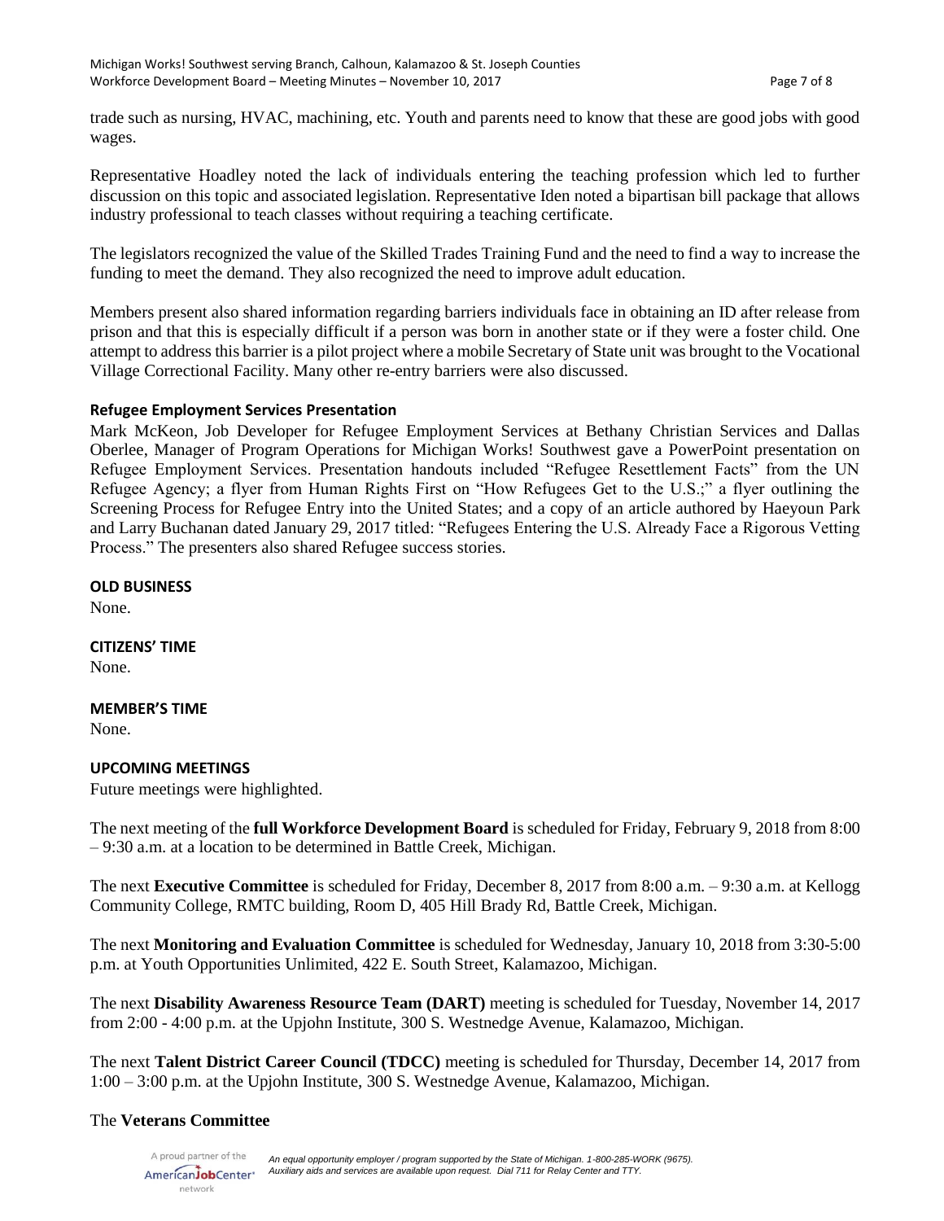trade such as nursing, HVAC, machining, etc. Youth and parents need to know that these are good jobs with good wages.

Representative Hoadley noted the lack of individuals entering the teaching profession which led to further discussion on this topic and associated legislation. Representative Iden noted a bipartisan bill package that allows industry professional to teach classes without requiring a teaching certificate.

The legislators recognized the value of the Skilled Trades Training Fund and the need to find a way to increase the funding to meet the demand. They also recognized the need to improve adult education.

Members present also shared information regarding barriers individuals face in obtaining an ID after release from prison and that this is especially difficult if a person was born in another state or if they were a foster child. One attempt to address this barrier is a pilot project where a mobile Secretary of State unit was brought to the Vocational Village Correctional Facility. Many other re-entry barriers were also discussed.

**Refugee Employment Services Presentation**

Mark McKeon, Job Developer for Refugee Employment Services at Bethany Christian Services and Dallas Oberlee, Manager of Program Operations for Michigan Works! Southwest gave a PowerPoint presentation on Refugee Employment Services. Presentation handouts included "Refugee Resettlement Facts" from the UN Refugee Agency; a flyer from Human Rights First on "How Refugees Get to the U.S.;" a flyer outlining the Screening Process for Refugee Entry into the United States; and a copy of an article authored by Haeyoun Park and Larry Buchanan dated January 29, 2017 titled: "Refugees Entering the U.S. Already Face a Rigorous Vetting Process." The presenters also shared Refugee success stories.

**OLD BUSINESS**

None.

**CITIZENS' TIME**

None.

**MEMBER'S TIME**

None.

**UPCOMING MEETINGS**

Future meetings were highlighted.

The next meeting of the **full Workforce Development Board** is scheduled for Friday, February 9, 2018 from 8:00 – 9:30 a.m. at a location to be determined in Battle Creek, Michigan.

The next **Executive Committee** is scheduled for Friday, December 8, 2017 from 8:00 a.m. – 9:30 a.m. at Kellogg Community College, RMTC building, Room D, 405 Hill Brady Rd, Battle Creek, Michigan.

The next **Monitoring and Evaluation Committee** is scheduled for Wednesday, January 10, 2018 from 3:30-5:00 p.m. at Youth Opportunities Unlimited, 422 E. South Street, Kalamazoo, Michigan.

The next **Disability Awareness Resource Team (DART)** meeting is scheduled for Tuesday, November 14, 2017 from 2:00 - 4:00 p.m. at the Upjohn Institute, 300 S. Westnedge Avenue, Kalamazoo, Michigan.

The next **Talent District Career Council (TDCC)** meeting is scheduled for Thursday, December 14, 2017 from 1:00 – 3:00 p.m. at the Upjohn Institute, 300 S. Westnedge Avenue, Kalamazoo, Michigan.

The **Veterans Committee**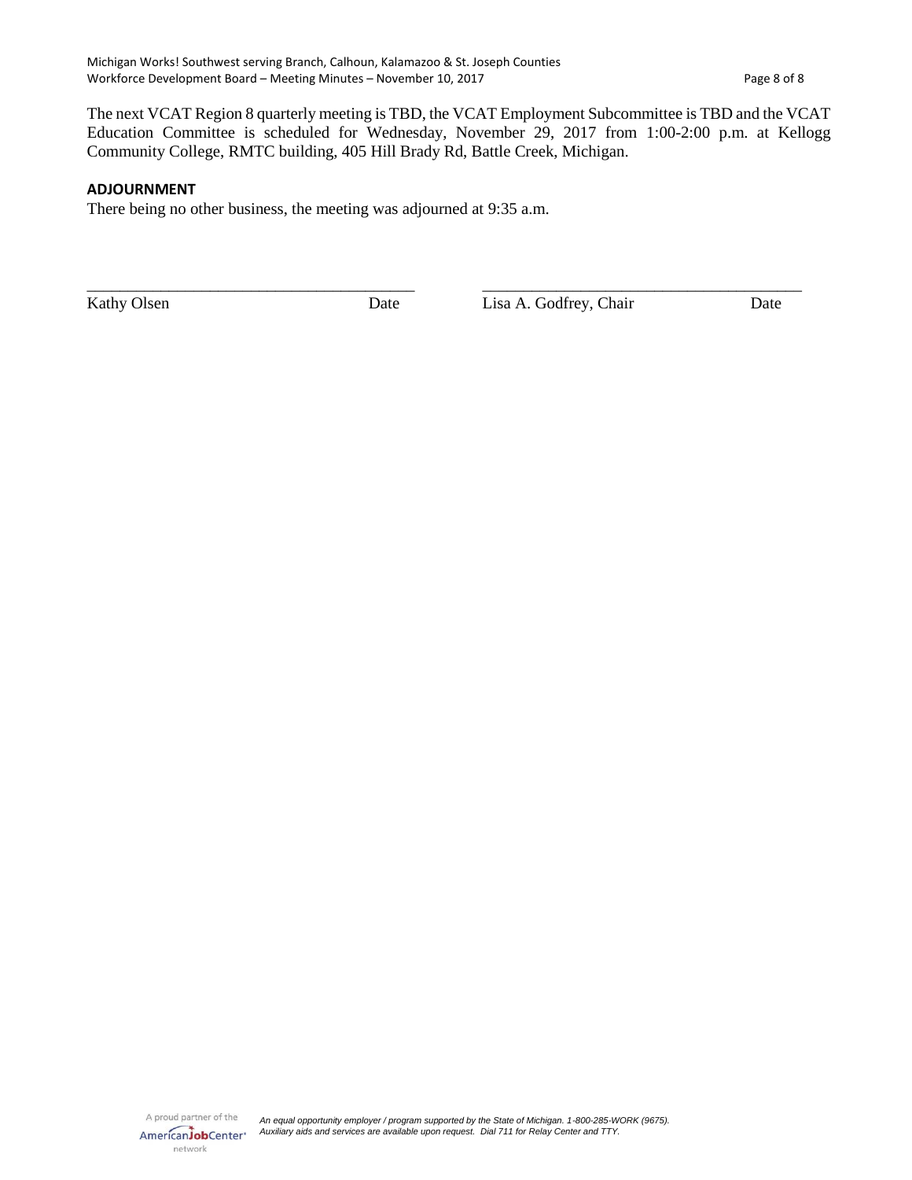The next VCAT Region 8 quarterly meeting is TBD, the VCAT Employment Subcommittee is TBD and the VCAT Education Committee is scheduled for Wednesday, November 29, 2017 from 1:00-2:00 p.m. at Kellogg Community College, RMTC building, 405 Hill Brady Rd, Battle Creek, Michigan.

**ADJOURNMENT**

There being no other business, the meeting was adjourned at 9:35 a.m.

\_\_\_\_\_\_\_\_\_\_\_\_\_\_\_\_\_\_\_\_\_\_\_\_\_\_\_\_\_\_\_\_\_\_\_\_\_\_\_\_ \_\_\_\_\_\_\_\_\_\_\_\_\_\_\_\_\_\_\_\_\_\_\_\_\_\_\_\_\_\_\_\_\_\_\_\_\_\_\_\_

Kathy Olsen Date Lisa A. Godfrey, Chair Date

A proud partner of the AmericanJobCenter network

*An equal opportunity employer / program supported by the State of Michigan. 1-800-285-WORK (9675). Auxiliary aids and services are available upon request. Dial 711 for Relay Center and TTY.*